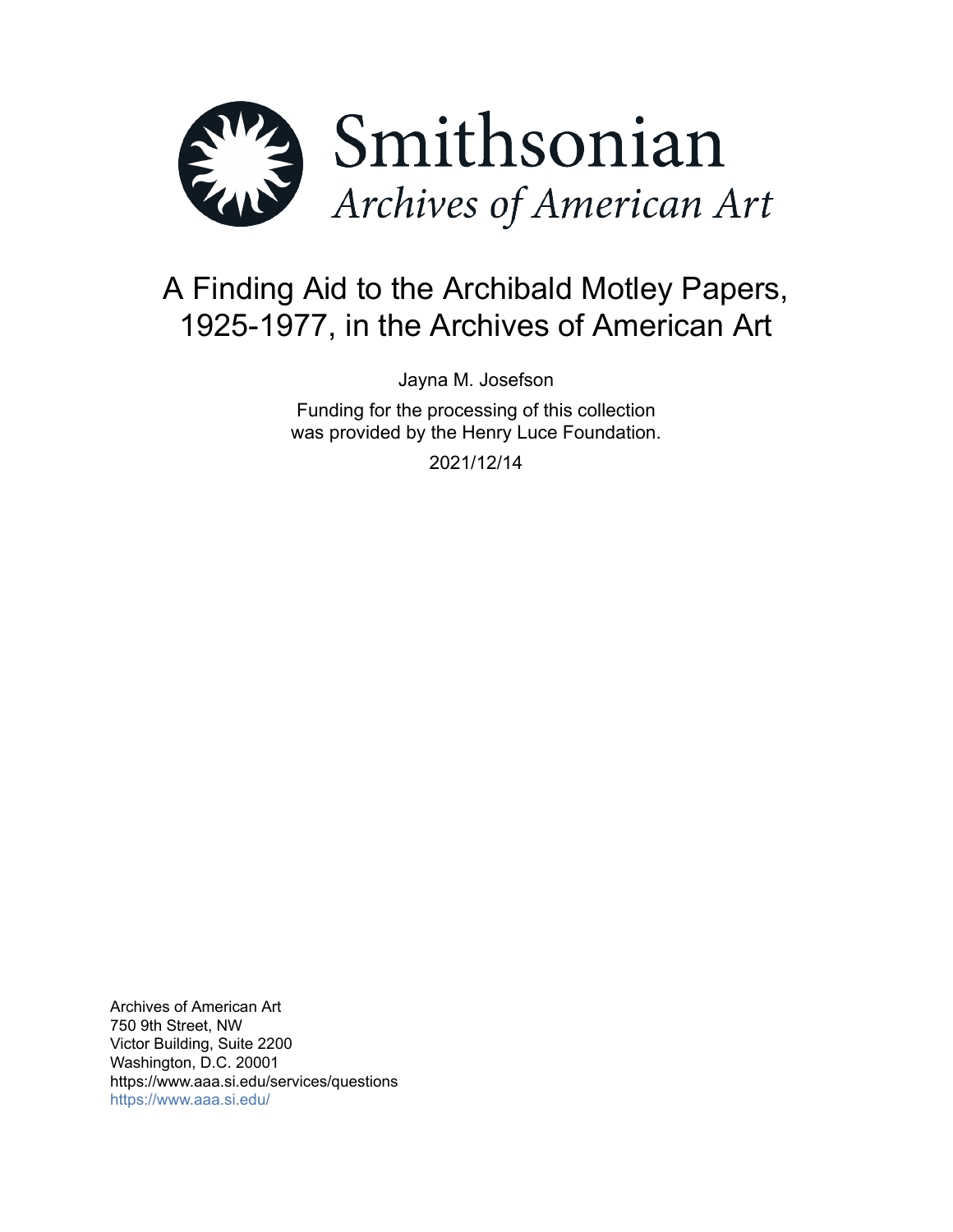Smithsonian

*Archives of American Art*

# A Finding Aid to the Archibald Motley Papers, 1925-1977, in the Archives of American Art

Jayna M. Josefson

Funding for the processing of this collection was provided by the Henry Luce Foundation.

2021/12/14

Archives of American Art
750 9th Street, NW
Victor Building, Suite 2200
Washington, D.C. 20001
https://www.aaa.si.edu/services/questions
https://www.aaa.si.edu/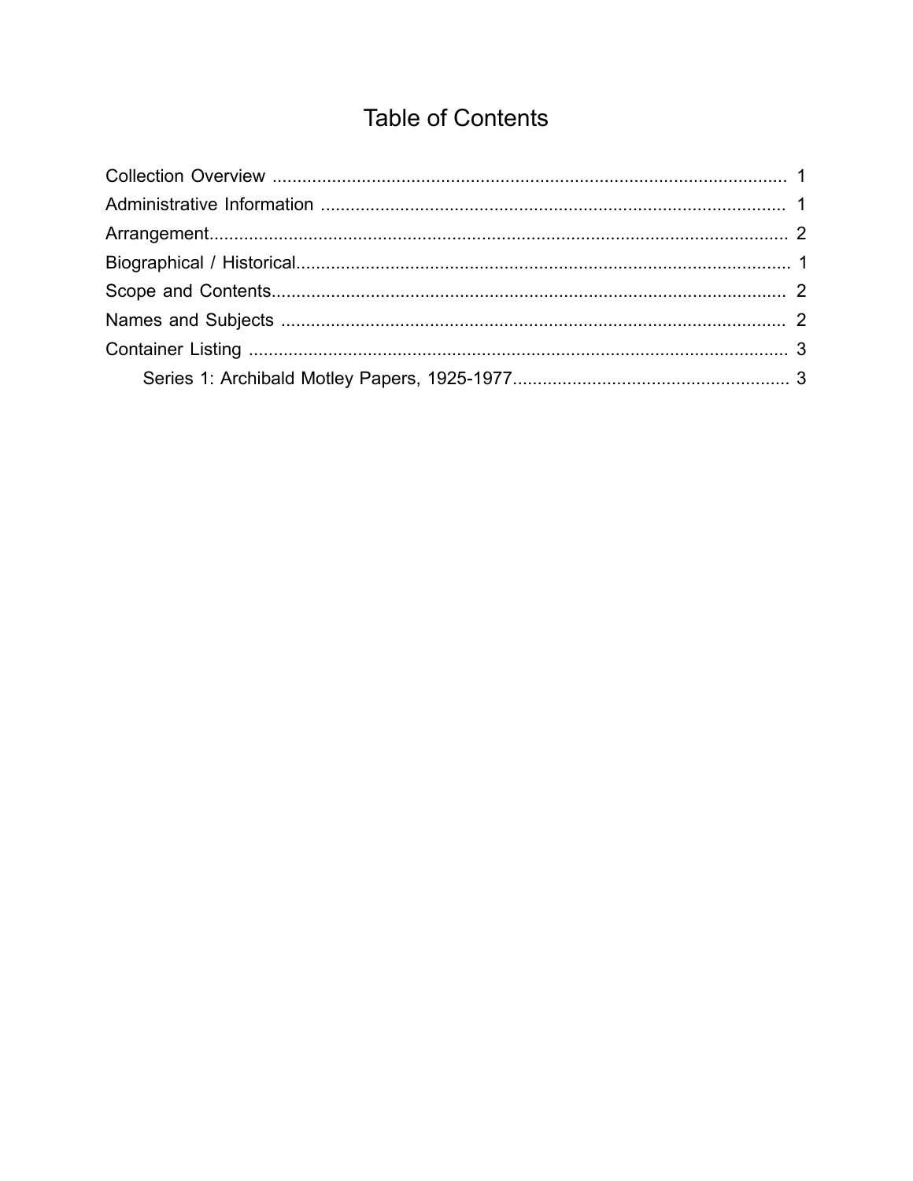# Table of Contents

- Collection Overview ........................................ 1
- Administrative Information ........................................ 1
- Arrangement........................................ 2
- Biographical / Historical........................................ 1
- Scope and Contents........................................ 2
- Names and Subjects ........................................ 2
- Container Listing ........................................ 3
  - Series 1: Archibald Motley Papers, 1925-1977........................................ 3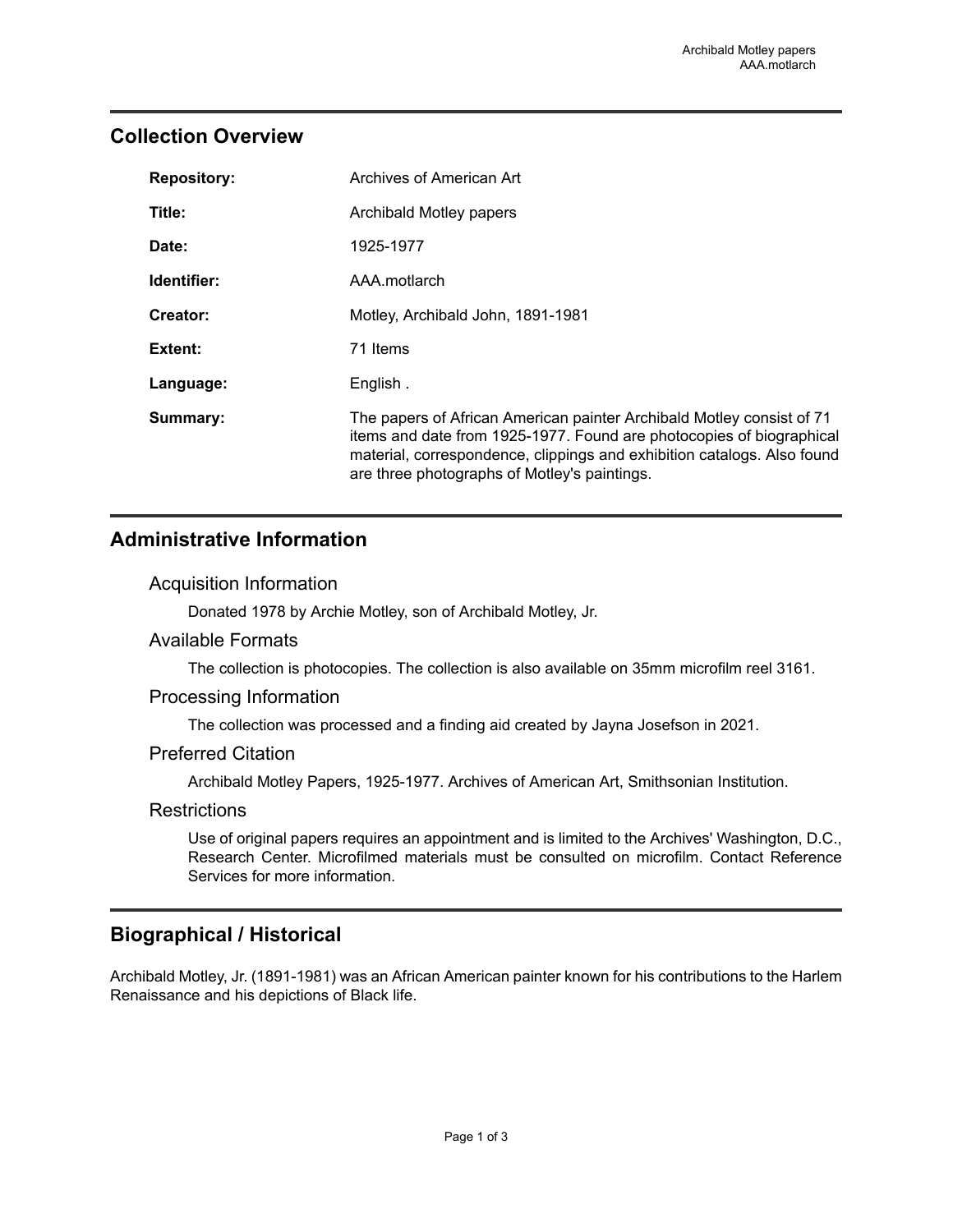## Collection Overview

| | |
|---|---|
| **Repository:** | Archives of American Art |
| **Title:** | Archibald Motley papers |
| **Date:** | 1925-1977 |
| **Identifier:** | AAA.motlarch |
| **Creator:** | Motley, Archibald John, 1891-1981 |
| **Extent:** | 71 Items |
| **Language:** | English . |
| **Summary:** | The papers of African American painter Archibald Motley consist of 71 items and date from 1925-1977. Found are photocopies of biographical material, correspondence, clippings and exhibition catalogs. Also found are three photographs of Motley's paintings. |

## Administrative Information

### Acquisition Information

Donated 1978 by Archie Motley, son of Archibald Motley, Jr.

### Available Formats

The collection is photocopies. The collection is also available on 35mm microfilm reel 3161.

### Processing Information

The collection was processed and a finding aid created by Jayna Josefson in 2021.

### Preferred Citation

Archibald Motley Papers, 1925-1977. Archives of American Art, Smithsonian Institution.

### Restrictions

Use of original papers requires an appointment and is limited to the Archives' Washington, D.C., Research Center. Microfilmed materials must be consulted on microfilm. Contact Reference Services for more information.

## Biographical / Historical

Archibald Motley, Jr. (1891-1981) was an African American painter known for his contributions to the Harlem Renaissance and his depictions of Black life.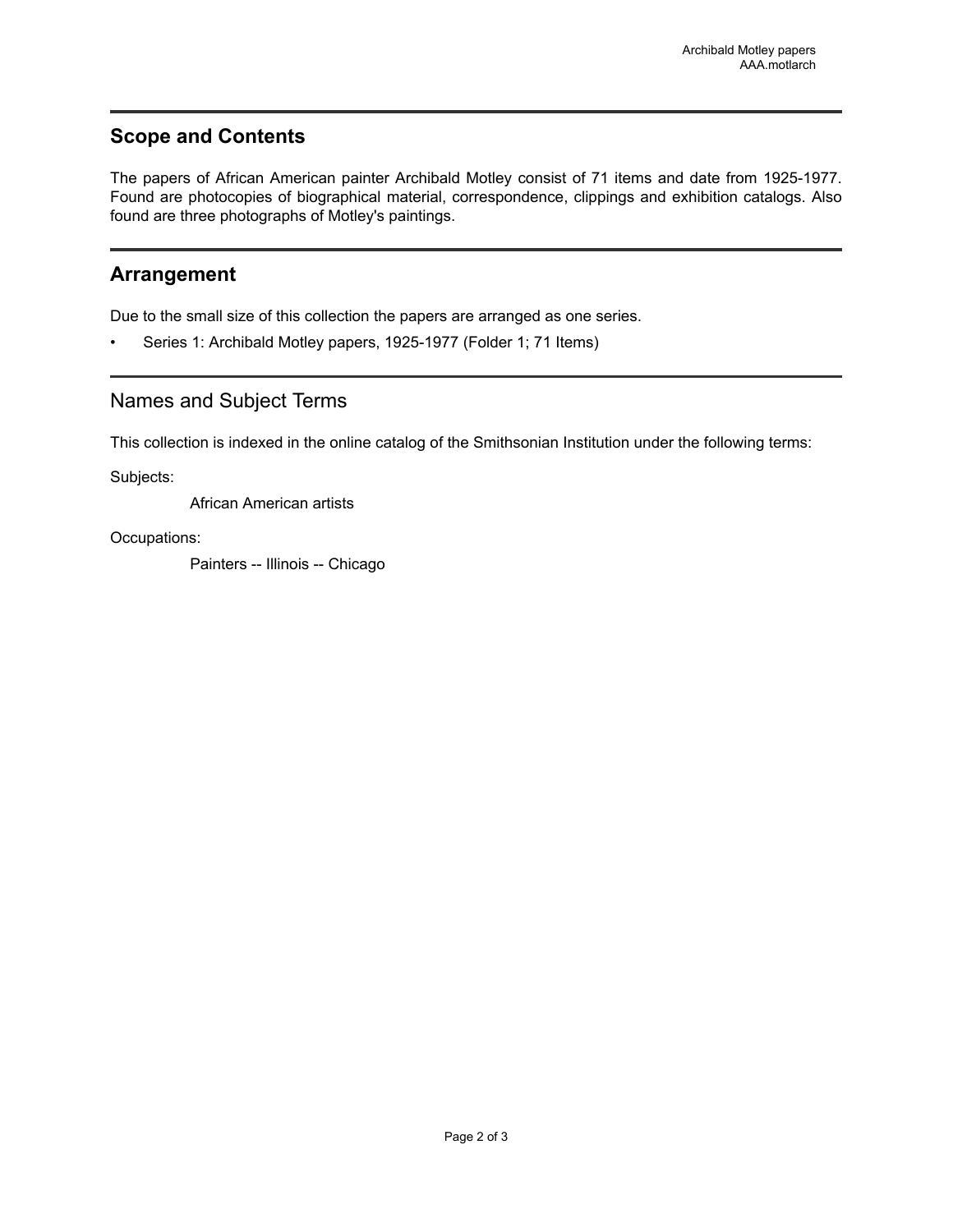## Scope and Contents

The papers of African American painter Archibald Motley consist of 71 items and date from 1925-1977. Found are photocopies of biographical material, correspondence, clippings and exhibition catalogs. Also found are three photographs of Motley's paintings.

## Arrangement

Due to the small size of this collection the papers are arranged as one series.

- Series 1: Archibald Motley papers, 1925-1977 (Folder 1; 71 Items)

## Names and Subject Terms

This collection is indexed in the online catalog of the Smithsonian Institution under the following terms:

Subjects:

African American artists

Occupations:

Painters -- Illinois -- Chicago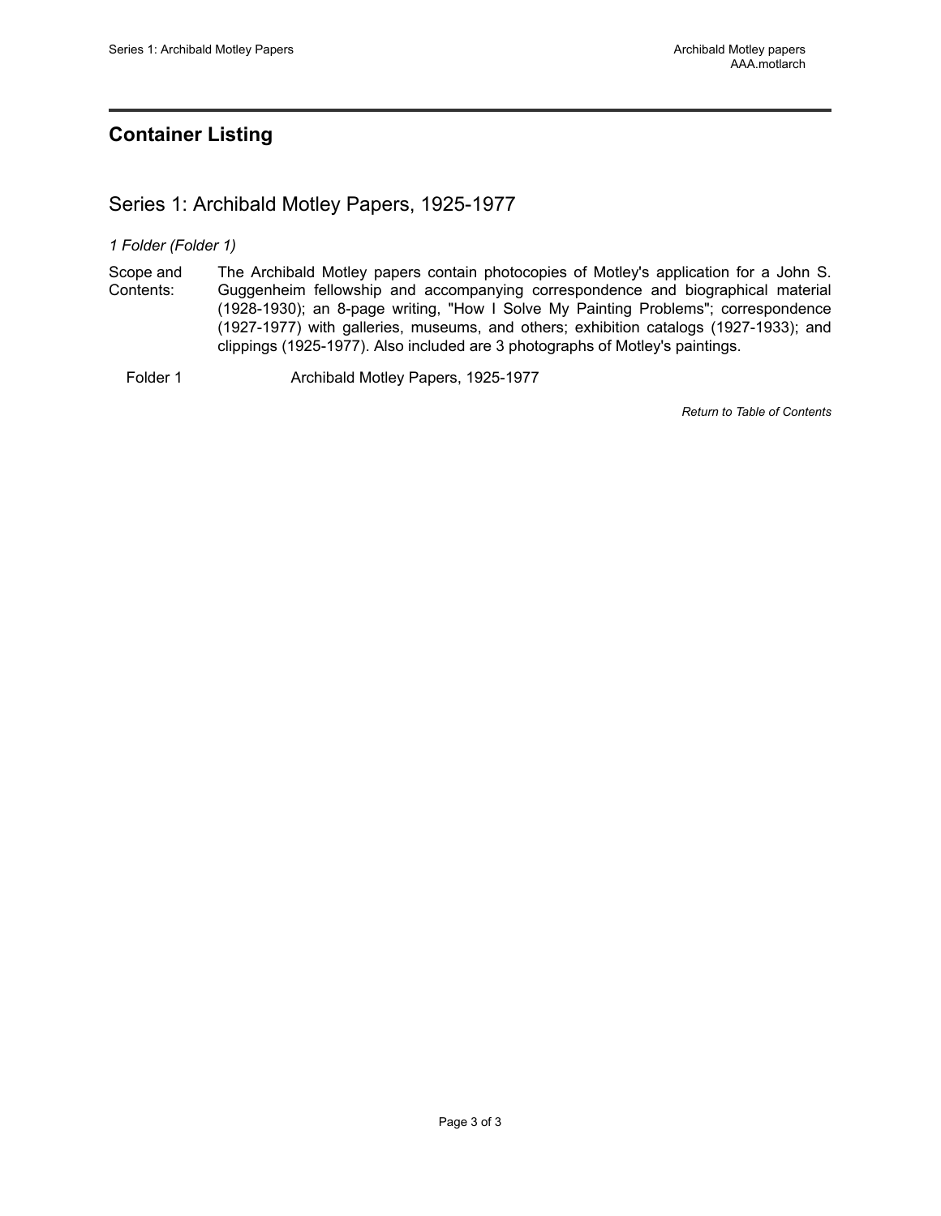## Container Listing

### Series 1: Archibald Motley Papers, 1925-1977

*1 Folder (Folder 1)*

Scope and Contents: The Archibald Motley papers contain photocopies of Motley's application for a John S. Guggenheim fellowship and accompanying correspondence and biographical material (1928-1930); an 8-page writing, "How I Solve My Painting Problems"; correspondence (1927-1977) with galleries, museums, and others; exhibition catalogs (1927-1933); and clippings (1925-1977). Also included are 3 photographs of Motley's paintings.

| | |
|---|---|
| Folder 1 | Archibald Motley Papers, 1925-1977 |

*Return to Table of Contents*